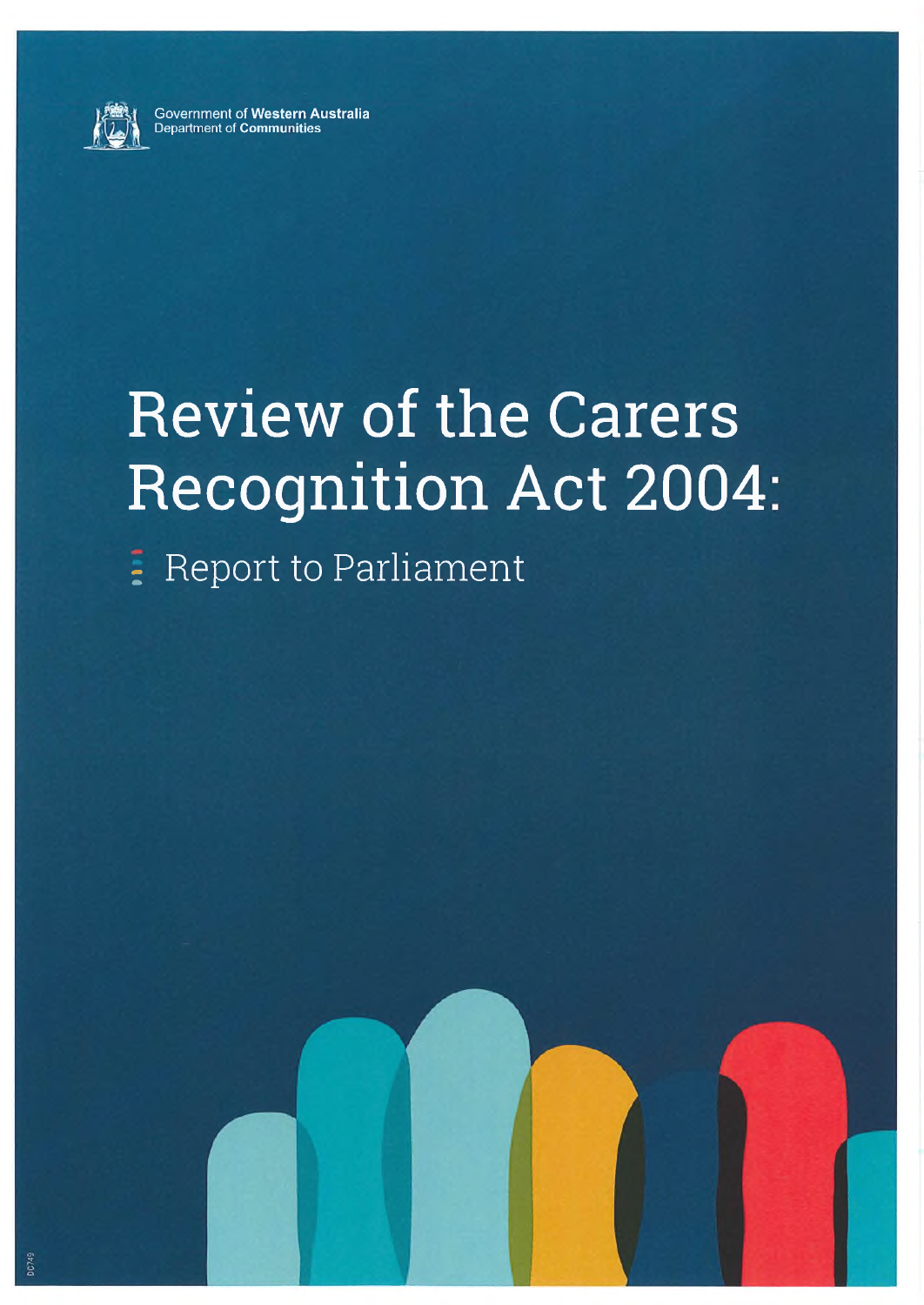Government of **Western Australia**
Department of **Communities**

# Review of the Carers Recognition Act 2004:

## Report to Parliament

DC749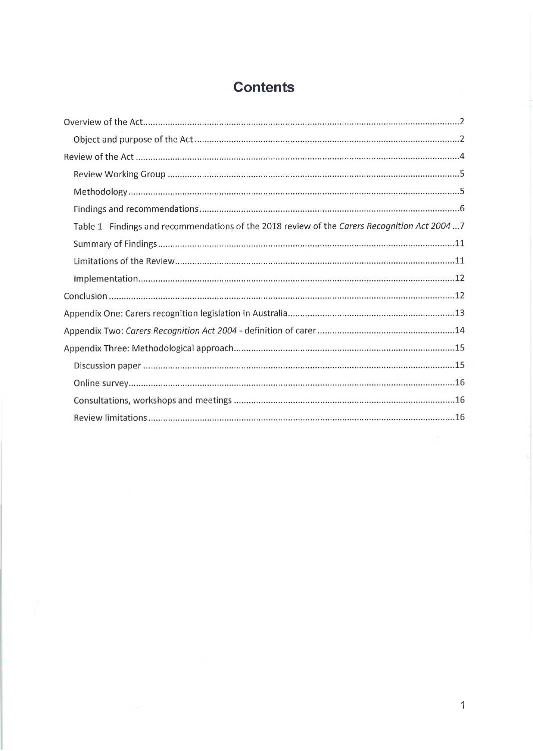# Contents

- Overview of the Act ........ 2
  - Object and purpose of the Act ........ 2
- Review of the Act ........ 4
  - Review Working Group ........ 5
  - Methodology ........ 5
  - Findings and recommendations ........ 6
  - Table 1 Findings and recommendations of the 2018 review of the *Carers Recognition Act 2004* ... 7
  - Summary of Findings ........ 11
  - Limitations of the Review ........ 11
  - Implementation ........ 12
- Conclusion ........ 12
- Appendix One: Carers recognition legislation in Australia ........ 13
- Appendix Two: *Carers Recognition Act 2004* - definition of carer ........ 14
- Appendix Three: Methodological approach ........ 15
  - Discussion paper ........ 15
  - Online survey ........ 16
  - Consultations, workshops and meetings ........ 16
  - Review limitations ........ 16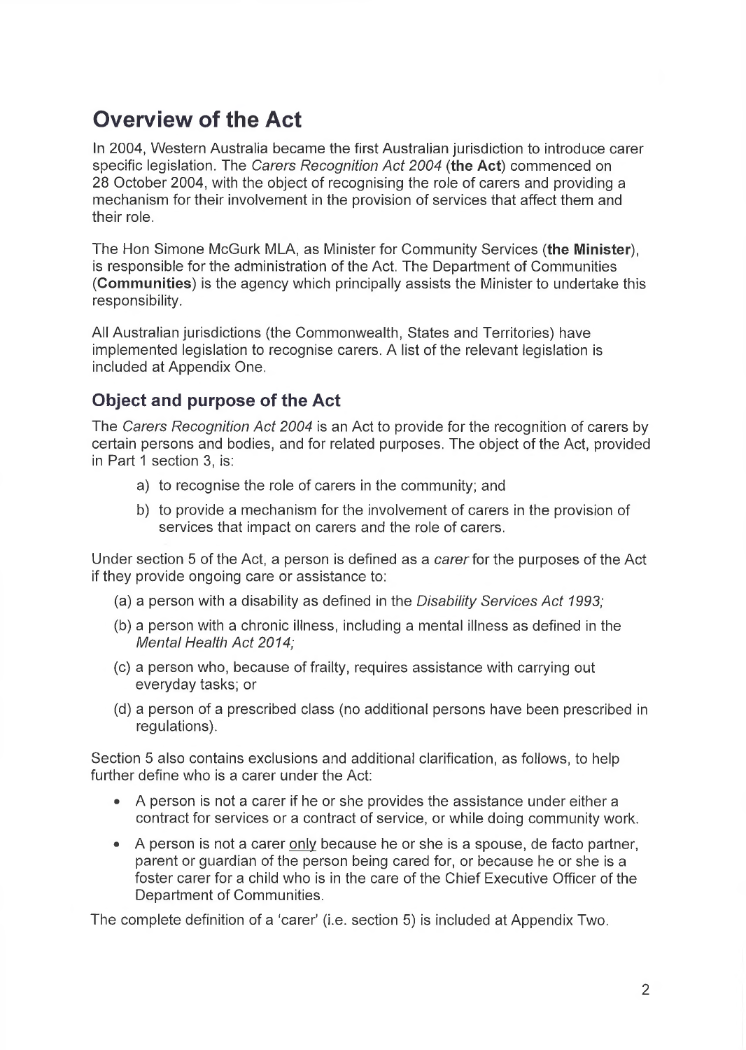# Overview of the Act

In 2004, Western Australia became the first Australian jurisdiction to introduce carer specific legislation. The *Carers Recognition Act 2004* (**the Act**) commenced on 28 October 2004, with the object of recognising the role of carers and providing a mechanism for their involvement in the provision of services that affect them and their role.

The Hon Simone McGurk MLA, as Minister for Community Services (**the Minister**), is responsible for the administration of the Act. The Department of Communities (**Communities**) is the agency which principally assists the Minister to undertake this responsibility.

All Australian jurisdictions (the Commonwealth, States and Territories) have implemented legislation to recognise carers. A list of the relevant legislation is included at Appendix One.

## Object and purpose of the Act

The *Carers Recognition Act 2004* is an Act to provide for the recognition of carers by certain persons and bodies, and for related purposes. The object of the Act, provided in Part 1 section 3, is:

a) to recognise the role of carers in the community; and

b) to provide a mechanism for the involvement of carers in the provision of services that impact on carers and the role of carers.

Under section 5 of the Act, a person is defined as a *carer* for the purposes of the Act if they provide ongoing care or assistance to:

(a) a person with a disability as defined in the *Disability Services Act 1993;*

(b) a person with a chronic illness, including a mental illness as defined in the *Mental Health Act 2014;*

(c) a person who, because of frailty, requires assistance with carrying out everyday tasks; or

(d) a person of a prescribed class (no additional persons have been prescribed in regulations).

Section 5 also contains exclusions and additional clarification, as follows, to help further define who is a carer under the Act:

- A person is not a carer if he or she provides the assistance under either a contract for services or a contract of service, or while doing community work.
- A person is not a carer <u>only</u> because he or she is a spouse, de facto partner, parent or guardian of the person being cared for, or because he or she is a foster carer for a child who is in the care of the Chief Executive Officer of the Department of Communities.

The complete definition of a 'carer' (i.e. section 5) is included at Appendix Two.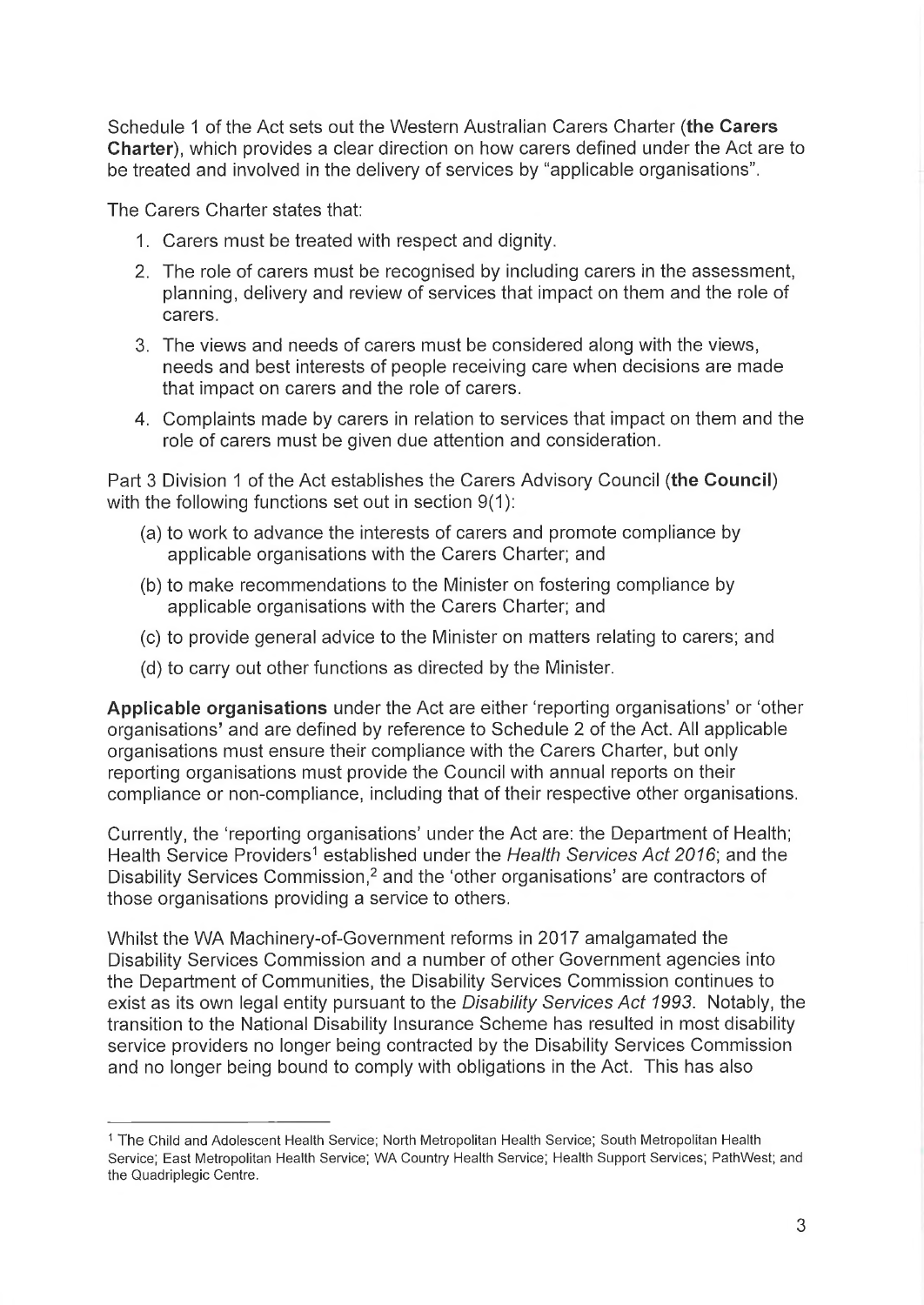Schedule 1 of the Act sets out the Western Australian Carers Charter (**the Carers Charter**), which provides a clear direction on how carers defined under the Act are to be treated and involved in the delivery of services by "applicable organisations".

The Carers Charter states that:

1. Carers must be treated with respect and dignity.
2. The role of carers must be recognised by including carers in the assessment, planning, delivery and review of services that impact on them and the role of carers.
3. The views and needs of carers must be considered along with the views, needs and best interests of people receiving care when decisions are made that impact on carers and the role of carers.
4. Complaints made by carers in relation to services that impact on them and the role of carers must be given due attention and consideration.

Part 3 Division 1 of the Act establishes the Carers Advisory Council (**the Council**) with the following functions set out in section 9(1):

(a) to work to advance the interests of carers and promote compliance by applicable organisations with the Carers Charter; and

(b) to make recommendations to the Minister on fostering compliance by applicable organisations with the Carers Charter; and

(c) to provide general advice to the Minister on matters relating to carers; and

(d) to carry out other functions as directed by the Minister.

**Applicable organisations** under the Act are either 'reporting organisations' or 'other organisations' and are defined by reference to Schedule 2 of the Act. All applicable organisations must ensure their compliance with the Carers Charter, but only reporting organisations must provide the Council with annual reports on their compliance or non-compliance, including that of their respective other organisations.

Currently, the 'reporting organisations' under the Act are: the Department of Health; Health Service Providers[1] established under the *Health Services Act 2016*; and the Disability Services Commission,[2] and the 'other organisations' are contractors of those organisations providing a service to others.

Whilst the WA Machinery-of-Government reforms in 2017 amalgamated the Disability Services Commission and a number of other Government agencies into the Department of Communities, the Disability Services Commission continues to exist as its own legal entity pursuant to the *Disability Services Act 1993*. Notably, the transition to the National Disability Insurance Scheme has resulted in most disability service providers no longer being contracted by the Disability Services Commission and no longer being bound to comply with obligations in the Act. This has also

---

[1] The Child and Adolescent Health Service; North Metropolitan Health Service; South Metropolitan Health Service; East Metropolitan Health Service; WA Country Health Service; Health Support Services; PathWest; and the Quadriplegic Centre.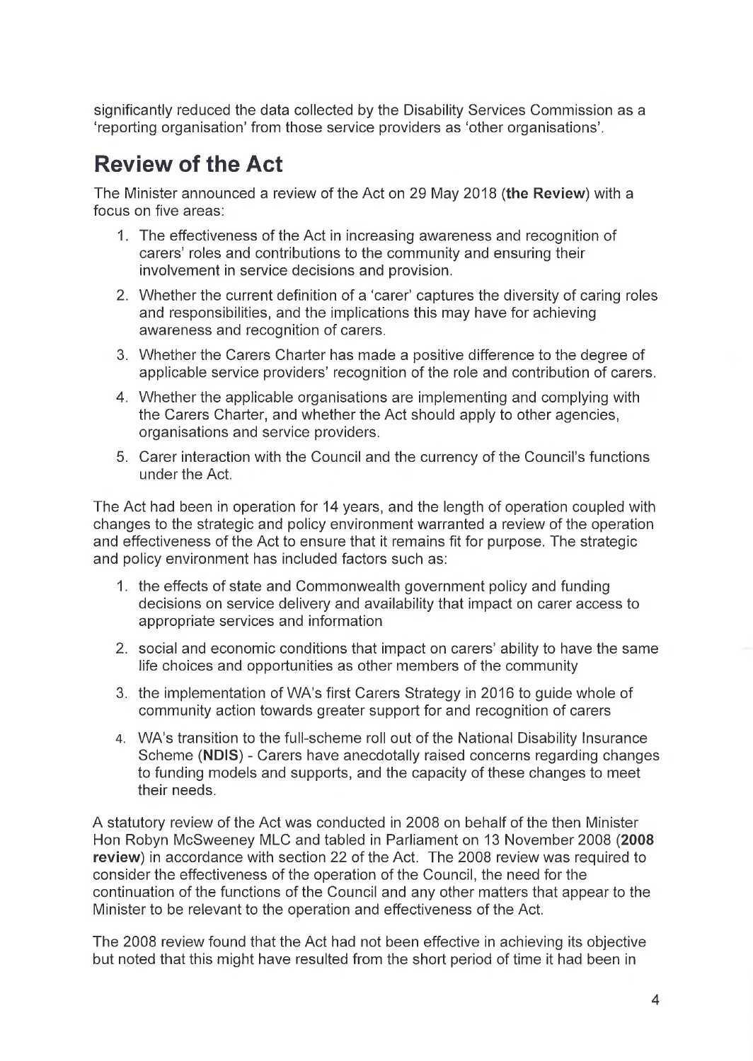significantly reduced the data collected by the Disability Services Commission as a 'reporting organisation' from those service providers as 'other organisations'.

## Review of the Act

The Minister announced a review of the Act on 29 May 2018 (**the Review**) with a focus on five areas:

1. The effectiveness of the Act in increasing awareness and recognition of carers' roles and contributions to the community and ensuring their involvement in service decisions and provision.
2. Whether the current definition of a 'carer' captures the diversity of caring roles and responsibilities, and the implications this may have for achieving awareness and recognition of carers.
3. Whether the Carers Charter has made a positive difference to the degree of applicable service providers' recognition of the role and contribution of carers.
4. Whether the applicable organisations are implementing and complying with the Carers Charter, and whether the Act should apply to other agencies, organisations and service providers.
5. Carer interaction with the Council and the currency of the Council's functions under the Act.

The Act had been in operation for 14 years, and the length of operation coupled with changes to the strategic and policy environment warranted a review of the operation and effectiveness of the Act to ensure that it remains fit for purpose. The strategic and policy environment has included factors such as:

1. the effects of state and Commonwealth government policy and funding decisions on service delivery and availability that impact on carer access to appropriate services and information
2. social and economic conditions that impact on carers' ability to have the same life choices and opportunities as other members of the community
3. the implementation of WA's first Carers Strategy in 2016 to guide whole of community action towards greater support for and recognition of carers
4. WA's transition to the full-scheme roll out of the National Disability Insurance Scheme (**NDIS**) - Carers have anecdotally raised concerns regarding changes to funding models and supports, and the capacity of these changes to meet their needs.

A statutory review of the Act was conducted in 2008 on behalf of the then Minister Hon Robyn McSweeney MLC and tabled in Parliament on 13 November 2008 (**2008 review**) in accordance with section 22 of the Act. The 2008 review was required to consider the effectiveness of the operation of the Council, the need for the continuation of the functions of the Council and any other matters that appear to the Minister to be relevant to the operation and effectiveness of the Act.

The 2008 review found that the Act had not been effective in achieving its objective but noted that this might have resulted from the short period of time it had been in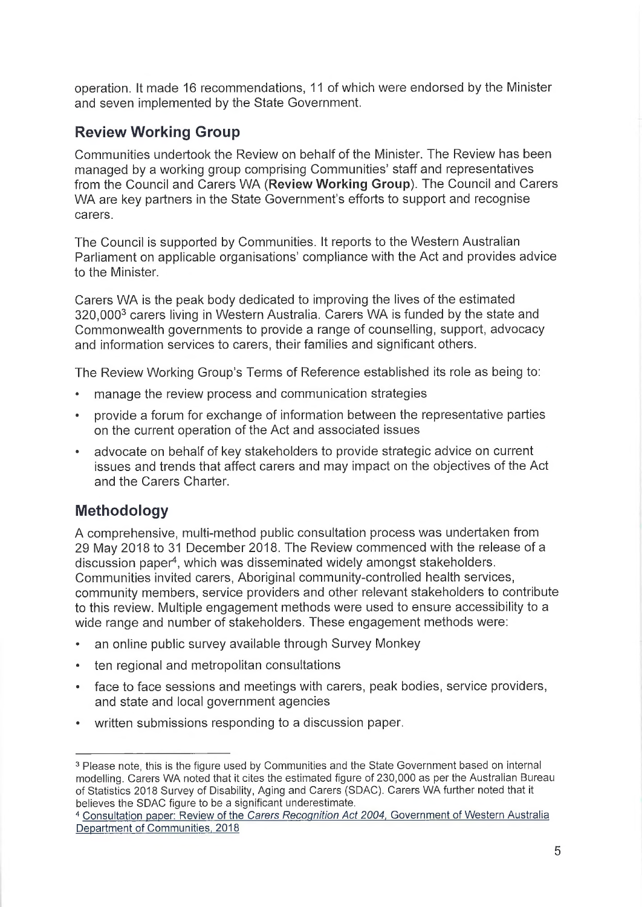operation. It made 16 recommendations, 11 of which were endorsed by the Minister and seven implemented by the State Government.

## Review Working Group

Communities undertook the Review on behalf of the Minister. The Review has been managed by a working group comprising Communities' staff and representatives from the Council and Carers WA (**Review Working Group**). The Council and Carers WA are key partners in the State Government's efforts to support and recognise carers.

The Council is supported by Communities. It reports to the Western Australian Parliament on applicable organisations' compliance with the Act and provides advice to the Minister.

Carers WA is the peak body dedicated to improving the lives of the estimated 320,000[3] carers living in Western Australia. Carers WA is funded by the state and Commonwealth governments to provide a range of counselling, support, advocacy and information services to carers, their families and significant others.

The Review Working Group's Terms of Reference established its role as being to:

- manage the review process and communication strategies
- provide a forum for exchange of information between the representative parties on the current operation of the Act and associated issues
- advocate on behalf of key stakeholders to provide strategic advice on current issues and trends that affect carers and may impact on the objectives of the Act and the Carers Charter.

## Methodology

A comprehensive, multi-method public consultation process was undertaken from 29 May 2018 to 31 December 2018. The Review commenced with the release of a discussion paper[4], which was disseminated widely amongst stakeholders. Communities invited carers, Aboriginal community-controlled health services, community members, service providers and other relevant stakeholders to contribute to this review. Multiple engagement methods were used to ensure accessibility to a wide range and number of stakeholders. These engagement methods were:

- an online public survey available through Survey Monkey
- ten regional and metropolitan consultations
- face to face sessions and meetings with carers, peak bodies, service providers, and state and local government agencies
- written submissions responding to a discussion paper.

---

[3] Please note, this is the figure used by Communities and the State Government based on internal modelling. Carers WA noted that it cites the estimated figure of 230,000 as per the Australian Bureau of Statistics 2018 Survey of Disability, Aging and Carers (SDAC). Carers WA further noted that it believes the SDAC figure to be a significant underestimate.

[4] Consultation paper: Review of the *Carers Recognition Act 2004*, Government of Western Australia Department of Communities, 2018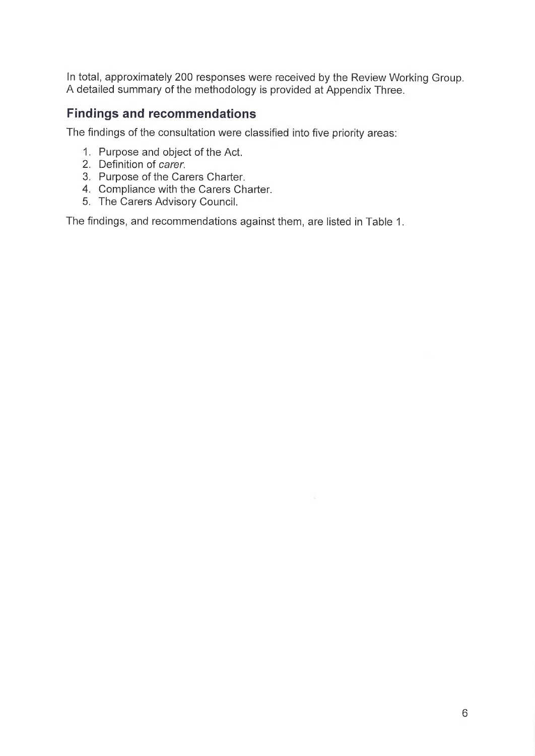In total, approximately 200 responses were received by the Review Working Group. A detailed summary of the methodology is provided at Appendix Three.

## Findings and recommendations

The findings of the consultation were classified into five priority areas:

1. Purpose and object of the Act.
2. Definition of *carer*.
3. Purpose of the Carers Charter.
4. Compliance with the Carers Charter.
5. The Carers Advisory Council.

The findings, and recommendations against them, are listed in Table 1.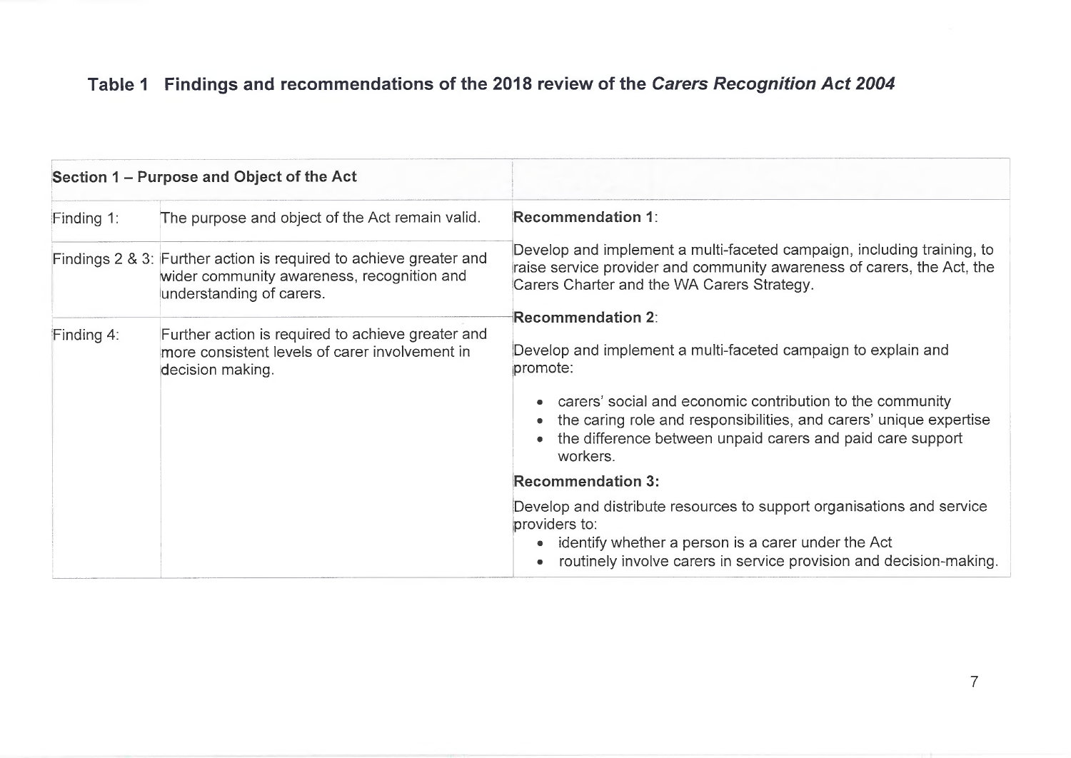## Table 1 Findings and recommendations of the 2018 review of the *Carers Recognition Act 2004*

| Section 1 – Purpose and Object of the Act | | |
|---|---|---|
| Finding 1: | The purpose and object of the Act remain valid. | **Recommendation 1**: Develop and implement a multi-faceted campaign, including training, to raise service provider and community awareness of carers, the Act, the Carers Charter and the WA Carers Strategy. |
| Findings 2 & 3: | Further action is required to achieve greater and wider community awareness, recognition and understanding of carers. | |
| Finding 4: | Further action is required to achieve greater and more consistent levels of carer involvement in decision making. | **Recommendation 2**: Develop and implement a multi-faceted campaign to explain and promote: <br>• carers' social and economic contribution to the community <br>• the caring role and responsibilities, and carers' unique expertise <br>• the difference between unpaid carers and paid care support workers. <br>**Recommendation 3:** Develop and distribute resources to support organisations and service providers to: <br>• identify whether a person is a carer under the Act <br>• routinely involve carers in service provision and decision-making. |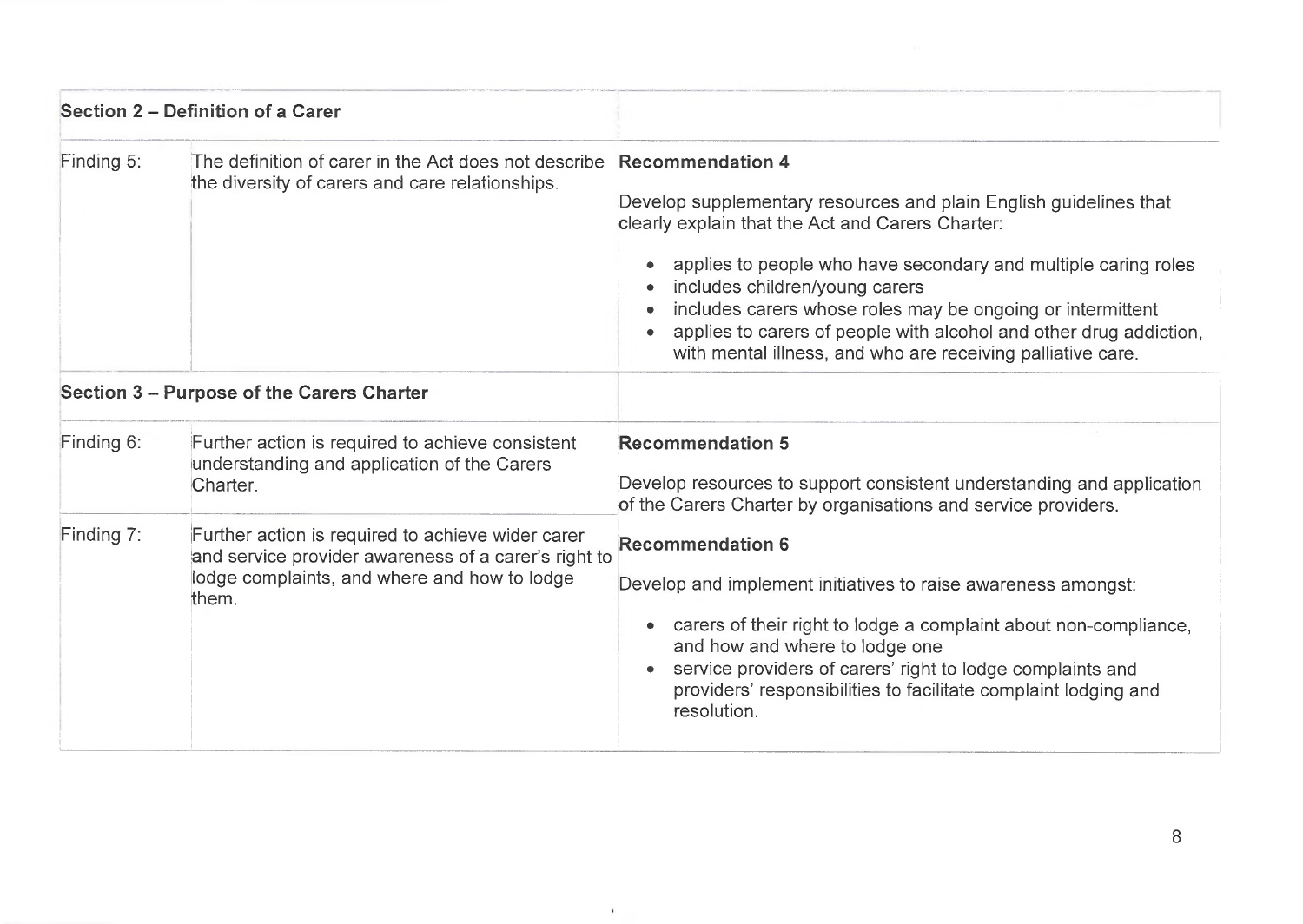| Section 2 – Definition of a Carer | | |
|---|---|---|
| Finding 5: | The definition of carer in the Act does not describe the diversity of carers and care relationships. | **Recommendation 4**<br><br>Develop supplementary resources and plain English guidelines that clearly explain that the Act and Carers Charter:<br><br>• applies to people who have secondary and multiple caring roles<br>• includes children/young carers<br>• includes carers whose roles may be ongoing or intermittent<br>• applies to carers of people with alcohol and other drug addiction, with mental illness, and who are receiving palliative care. |
| **Section 3 – Purpose of the Carers Charter** | | |
| Finding 6: | Further action is required to achieve consistent understanding and application of the Carers Charter. | **Recommendation 5**<br><br>Develop resources to support consistent understanding and application of the Carers Charter by organisations and service providers. |
| Finding 7: | Further action is required to achieve wider carer and service provider awareness of a carer's right to lodge complaints, and where and how to lodge them. | **Recommendation 6**<br><br>Develop and implement initiatives to raise awareness amongst:<br><br>• carers of their right to lodge a complaint about non-compliance, and how and where to lodge one<br>• service providers of carers' right to lodge complaints and providers' responsibilities to facilitate complaint lodging and resolution. |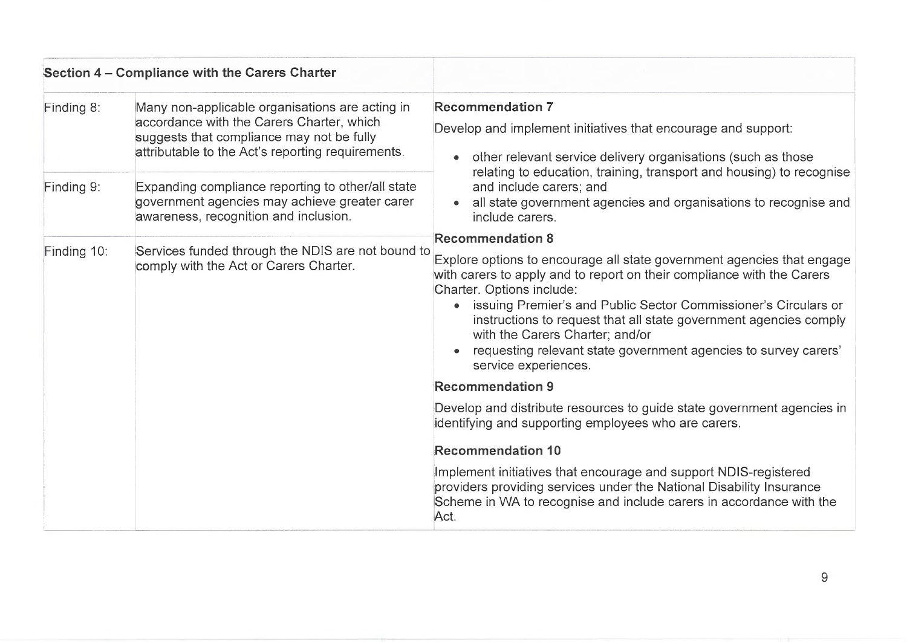| Section 4 – Compliance with the Carers Charter | | |
|---|---|---|
| Finding 8: | Many non-applicable organisations are acting in accordance with the Carers Charter, which suggests that compliance may not be fully attributable to the Act's reporting requirements. | **Recommendation 7**<br><br>Develop and implement initiatives that encourage and support:<br><br>• other relevant service delivery organisations (such as those relating to education, training, transport and housing) to recognise and include carers; and<br>• all state government agencies and organisations to recognise and include carers. |
| Finding 9: | Expanding compliance reporting to other/all state government agencies may achieve greater carer awareness, recognition and inclusion. | |
| Finding 10: | Services funded through the NDIS are not bound to comply with the Act or Carers Charter. | **Recommendation 8**<br><br>Explore options to encourage all state government agencies that engage with carers to apply and to report on their compliance with the Carers Charter. Options include:<br>• issuing Premier's and Public Sector Commissioner's Circulars or instructions to request that all state government agencies comply with the Carers Charter; and/or<br>• requesting relevant state government agencies to survey carers' service experiences.<br><br>**Recommendation 9**<br><br>Develop and distribute resources to guide state government agencies in identifying and supporting employees who are carers.<br><br>**Recommendation 10**<br><br>Implement initiatives that encourage and support NDIS-registered providers providing services under the National Disability Insurance Scheme in WA to recognise and include carers in accordance with the Act. |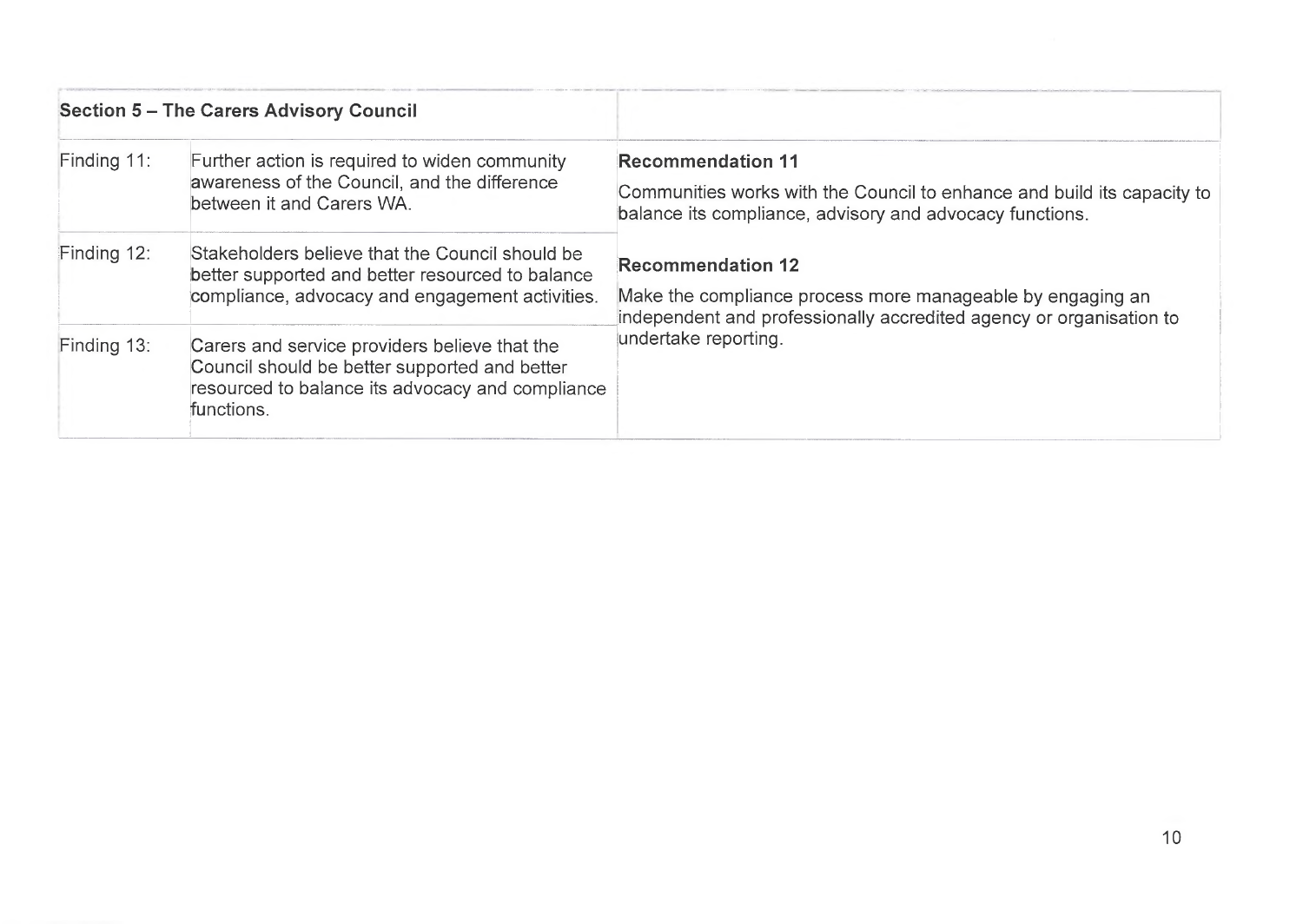| Section 5 – The Carers Advisory Council | | |
|---|---|---|
| Finding 11: | Further action is required to widen community awareness of the Council, and the difference between it and Carers WA. | **Recommendation 11**<br><br>Communities works with the Council to enhance and build its capacity to balance its compliance, advisory and advocacy functions.<br><br>**Recommendation 12**<br><br>Make the compliance process more manageable by engaging an independent and professionally accredited agency or organisation to undertake reporting. |
| Finding 12: | Stakeholders believe that the Council should be better supported and better resourced to balance compliance, advocacy and engagement activities. | |
| Finding 13: | Carers and service providers believe that the Council should be better supported and better resourced to balance its advocacy and compliance functions. | |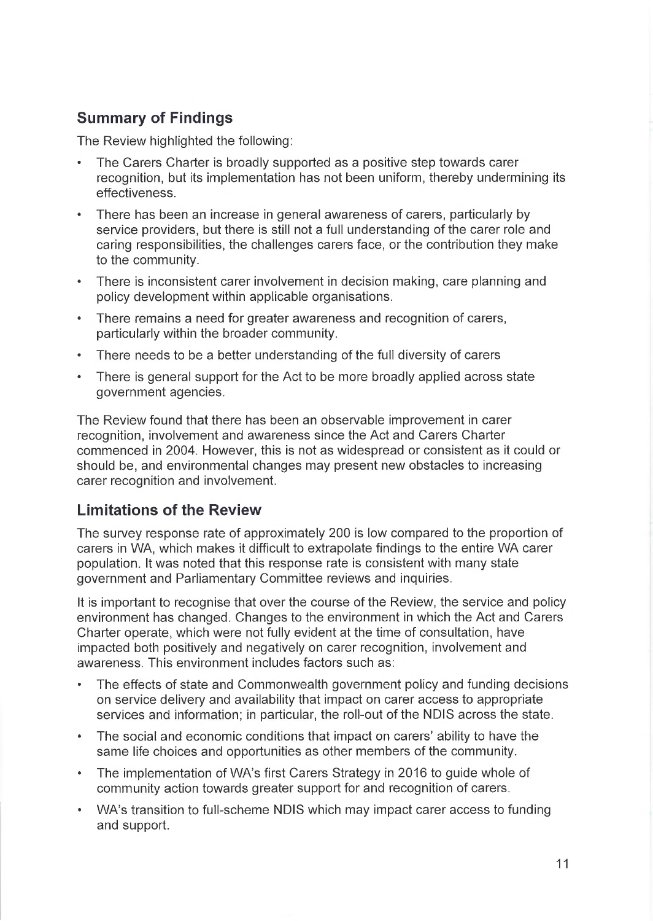## Summary of Findings

The Review highlighted the following:

- The Carers Charter is broadly supported as a positive step towards carer recognition, but its implementation has not been uniform, thereby undermining its effectiveness.
- There has been an increase in general awareness of carers, particularly by service providers, but there is still not a full understanding of the carer role and caring responsibilities, the challenges carers face, or the contribution they make to the community.
- There is inconsistent carer involvement in decision making, care planning and policy development within applicable organisations.
- There remains a need for greater awareness and recognition of carers, particularly within the broader community.
- There needs to be a better understanding of the full diversity of carers
- There is general support for the Act to be more broadly applied across state government agencies.

The Review found that there has been an observable improvement in carer recognition, involvement and awareness since the Act and Carers Charter commenced in 2004. However, this is not as widespread or consistent as it could or should be, and environmental changes may present new obstacles to increasing carer recognition and involvement.

## Limitations of the Review

The survey response rate of approximately 200 is low compared to the proportion of carers in WA, which makes it difficult to extrapolate findings to the entire WA carer population. It was noted that this response rate is consistent with many state government and Parliamentary Committee reviews and inquiries.

It is important to recognise that over the course of the Review, the service and policy environment has changed. Changes to the environment in which the Act and Carers Charter operate, which were not fully evident at the time of consultation, have impacted both positively and negatively on carer recognition, involvement and awareness. This environment includes factors such as:

- The effects of state and Commonwealth government policy and funding decisions on service delivery and availability that impact on carer access to appropriate services and information; in particular, the roll-out of the NDIS across the state.
- The social and economic conditions that impact on carers' ability to have the same life choices and opportunities as other members of the community.
- The implementation of WA's first Carers Strategy in 2016 to guide whole of community action towards greater support for and recognition of carers.
- WA's transition to full-scheme NDIS which may impact carer access to funding and support.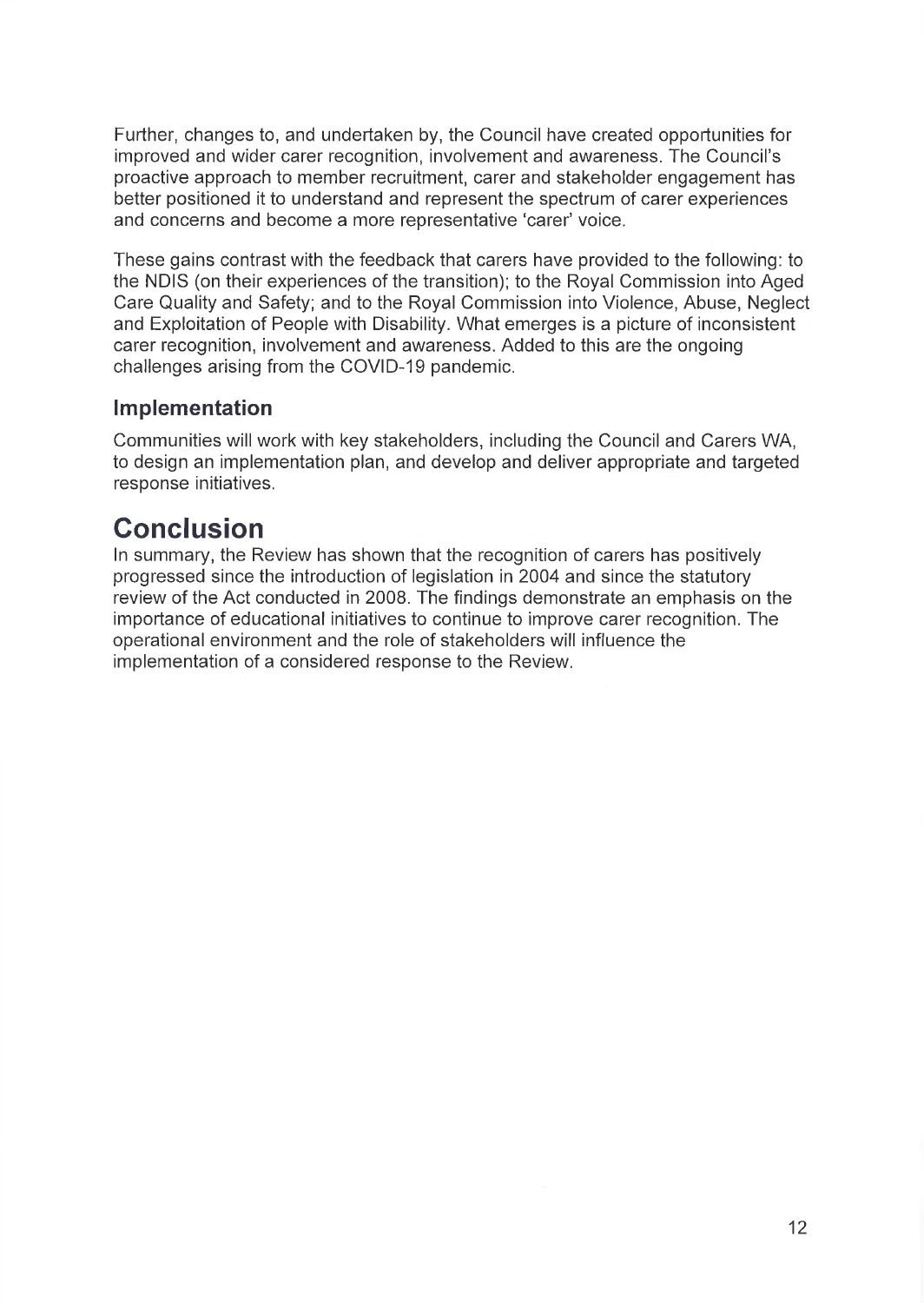Further, changes to, and undertaken by, the Council have created opportunities for improved and wider carer recognition, involvement and awareness. The Council's proactive approach to member recruitment, carer and stakeholder engagement has better positioned it to understand and represent the spectrum of carer experiences and concerns and become a more representative 'carer' voice.

These gains contrast with the feedback that carers have provided to the following: to the NDIS (on their experiences of the transition); to the Royal Commission into Aged Care Quality and Safety; and to the Royal Commission into Violence, Abuse, Neglect and Exploitation of People with Disability. What emerges is a picture of inconsistent carer recognition, involvement and awareness. Added to this are the ongoing challenges arising from the COVID-19 pandemic.

### Implementation

Communities will work with key stakeholders, including the Council and Carers WA, to design an implementation plan, and develop and deliver appropriate and targeted response initiatives.

## Conclusion

In summary, the Review has shown that the recognition of carers has positively progressed since the introduction of legislation in 2004 and since the statutory review of the Act conducted in 2008. The findings demonstrate an emphasis on the importance of educational initiatives to continue to improve carer recognition. The operational environment and the role of stakeholders will influence the implementation of a considered response to the Review.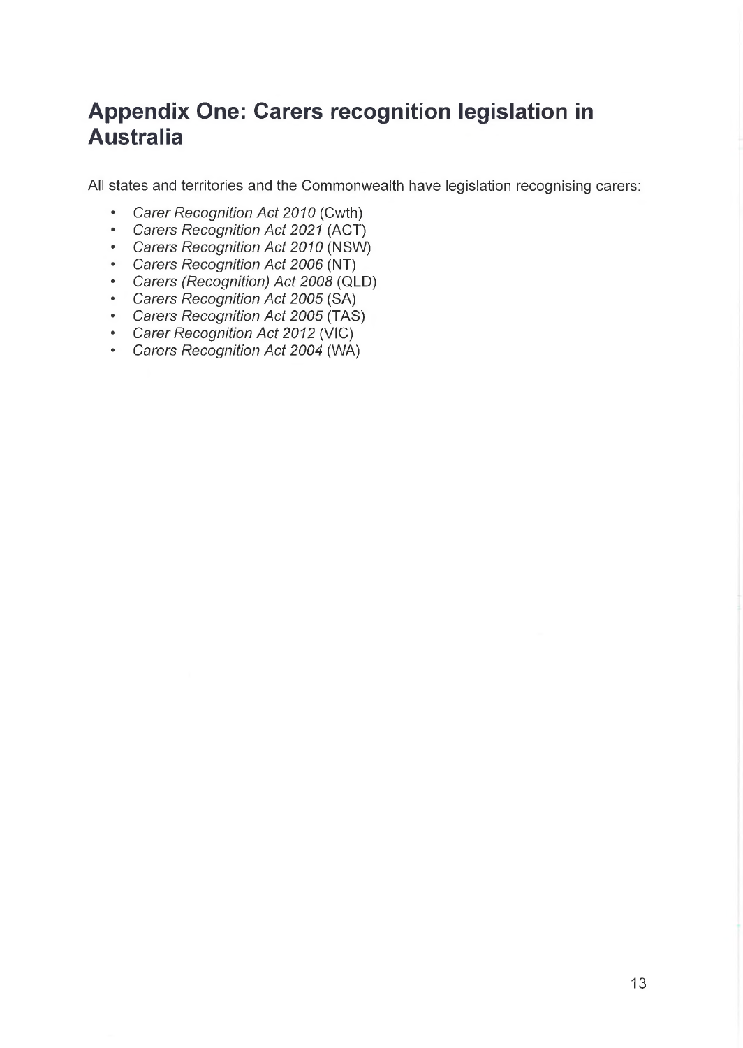# Appendix One: Carers recognition legislation in Australia

All states and territories and the Commonwealth have legislation recognising carers:

- *Carer Recognition Act 2010* (Cwth)
- *Carers Recognition Act 2021* (ACT)
- *Carers Recognition Act 2010* (NSW)
- *Carers Recognition Act 2006* (NT)
- *Carers (Recognition) Act 2008* (QLD)
- *Carers Recognition Act 2005* (SA)
- *Carers Recognition Act 2005* (TAS)
- *Carer Recognition Act 2012* (VIC)
- *Carers Recognition Act 2004* (WA)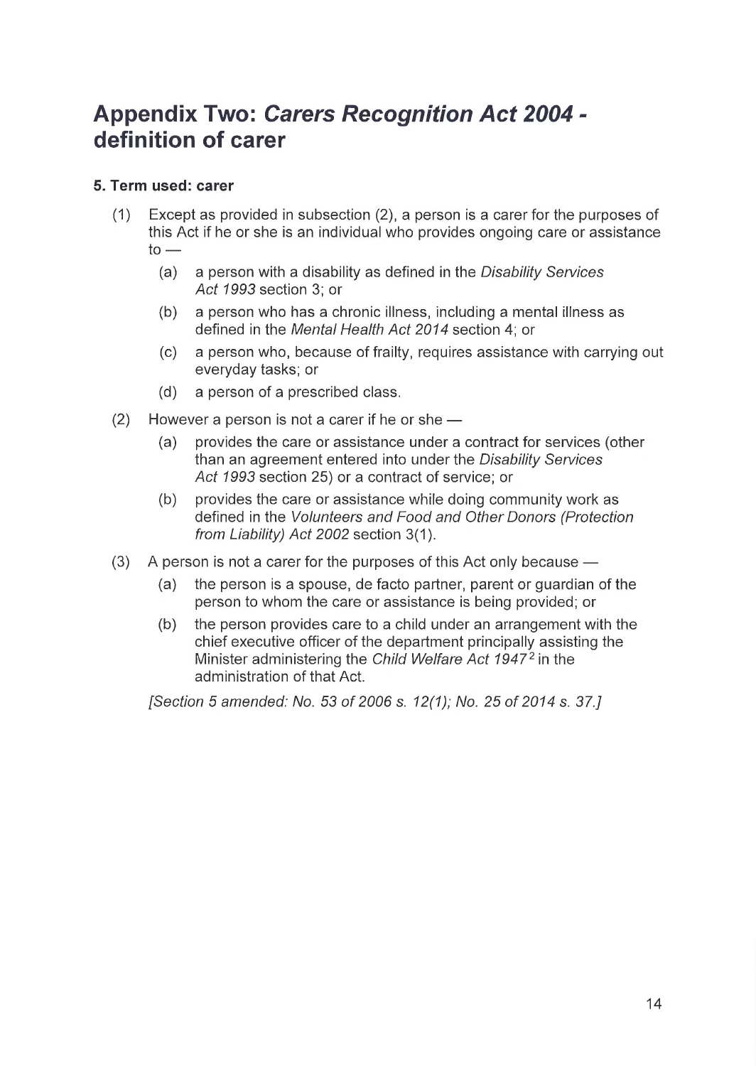# Appendix Two: *Carers Recognition Act 2004* - definition of carer

**5. Term used: carer**

(1) Except as provided in subsection (2), a person is a carer for the purposes of this Act if he or she is an individual who provides ongoing care or assistance to —

  (a) a person with a disability as defined in the *Disability Services Act 1993* section 3; or

  (b) a person who has a chronic illness, including a mental illness as defined in the *Mental Health Act 2014* section 4; or

  (c) a person who, because of frailty, requires assistance with carrying out everyday tasks; or

  (d) a person of a prescribed class.

(2) However a person is not a carer if he or she —

  (a) provides the care or assistance under a contract for services (other than an agreement entered into under the *Disability Services Act 1993* section 25) or a contract of service; or

  (b) provides the care or assistance while doing community work as defined in the *Volunteers and Food and Other Donors (Protection from Liability) Act 2002* section 3(1).

(3) A person is not a carer for the purposes of this Act only because —

  (a) the person is a spouse, de facto partner, parent or guardian of the person to whom the care or assistance is being provided; or

  (b) the person provides care to a child under an arrangement with the chief executive officer of the department principally assisting the Minister administering the *Child Welfare Act 1947* [2] in the administration of that Act.

*[Section 5 amended: No. 53 of 2006 s. 12(1); No. 25 of 2014 s. 37.]*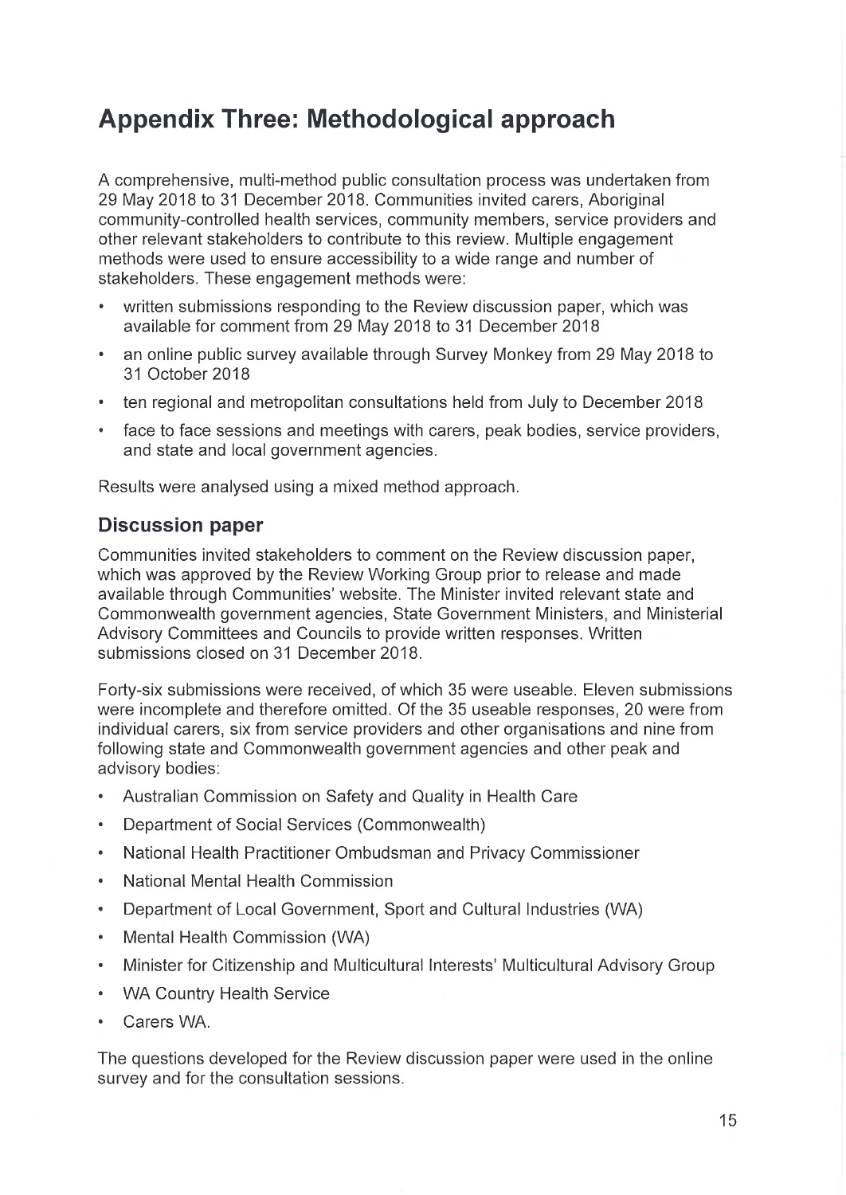# Appendix Three: Methodological approach

A comprehensive, multi-method public consultation process was undertaken from 29 May 2018 to 31 December 2018. Communities invited carers, Aboriginal community-controlled health services, community members, service providers and other relevant stakeholders to contribute to this review. Multiple engagement methods were used to ensure accessibility to a wide range and number of stakeholders. These engagement methods were:

- written submissions responding to the Review discussion paper, which was available for comment from 29 May 2018 to 31 December 2018
- an online public survey available through Survey Monkey from 29 May 2018 to 31 October 2018
- ten regional and metropolitan consultations held from July to December 2018
- face to face sessions and meetings with carers, peak bodies, service providers, and state and local government agencies.

Results were analysed using a mixed method approach.

## Discussion paper

Communities invited stakeholders to comment on the Review discussion paper, which was approved by the Review Working Group prior to release and made available through Communities' website. The Minister invited relevant state and Commonwealth government agencies, State Government Ministers, and Ministerial Advisory Committees and Councils to provide written responses. Written submissions closed on 31 December 2018.

Forty-six submissions were received, of which 35 were useable. Eleven submissions were incomplete and therefore omitted. Of the 35 useable responses, 20 were from individual carers, six from service providers and other organisations and nine from following state and Commonwealth government agencies and other peak and advisory bodies:

- Australian Commission on Safety and Quality in Health Care
- Department of Social Services (Commonwealth)
- National Health Practitioner Ombudsman and Privacy Commissioner
- National Mental Health Commission
- Department of Local Government, Sport and Cultural Industries (WA)
- Mental Health Commission (WA)
- Minister for Citizenship and Multicultural Interests' Multicultural Advisory Group
- WA Country Health Service
- Carers WA.

The questions developed for the Review discussion paper were used in the online survey and for the consultation sessions.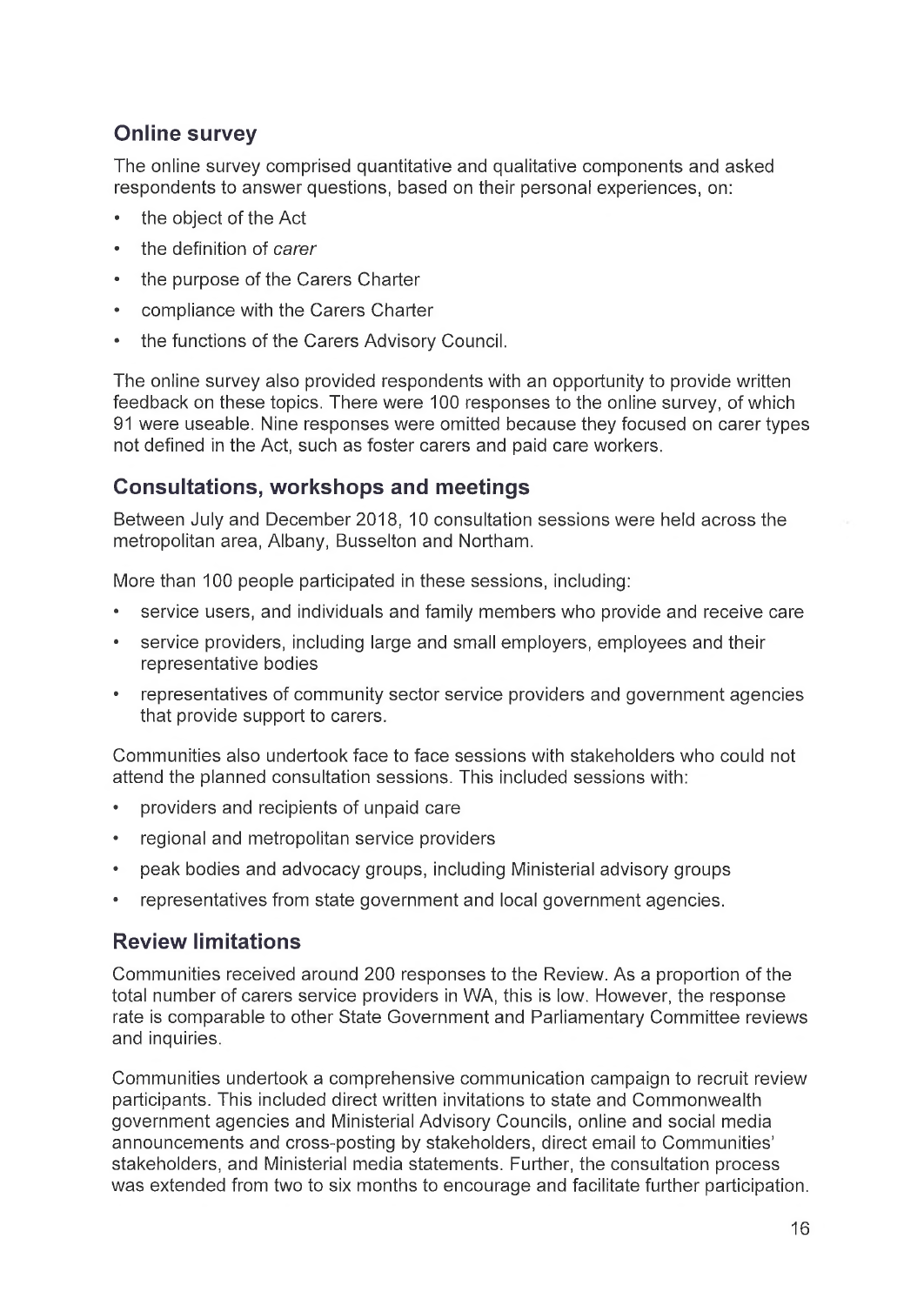## Online survey

The online survey comprised quantitative and qualitative components and asked respondents to answer questions, based on their personal experiences, on:

- the object of the Act
- the definition of *carer*
- the purpose of the Carers Charter
- compliance with the Carers Charter
- the functions of the Carers Advisory Council.

The online survey also provided respondents with an opportunity to provide written feedback on these topics. There were 100 responses to the online survey, of which 91 were useable. Nine responses were omitted because they focused on carer types not defined in the Act, such as foster carers and paid care workers.

## Consultations, workshops and meetings

Between July and December 2018, 10 consultation sessions were held across the metropolitan area, Albany, Busselton and Northam.

More than 100 people participated in these sessions, including:

- service users, and individuals and family members who provide and receive care
- service providers, including large and small employers, employees and their representative bodies
- representatives of community sector service providers and government agencies that provide support to carers.

Communities also undertook face to face sessions with stakeholders who could not attend the planned consultation sessions. This included sessions with:

- providers and recipients of unpaid care
- regional and metropolitan service providers
- peak bodies and advocacy groups, including Ministerial advisory groups
- representatives from state government and local government agencies.

## Review limitations

Communities received around 200 responses to the Review. As a proportion of the total number of carers service providers in WA, this is low. However, the response rate is comparable to other State Government and Parliamentary Committee reviews and inquiries.

Communities undertook a comprehensive communication campaign to recruit review participants. This included direct written invitations to state and Commonwealth government agencies and Ministerial Advisory Councils, online and social media announcements and cross-posting by stakeholders, direct email to Communities' stakeholders, and Ministerial media statements. Further, the consultation process was extended from two to six months to encourage and facilitate further participation.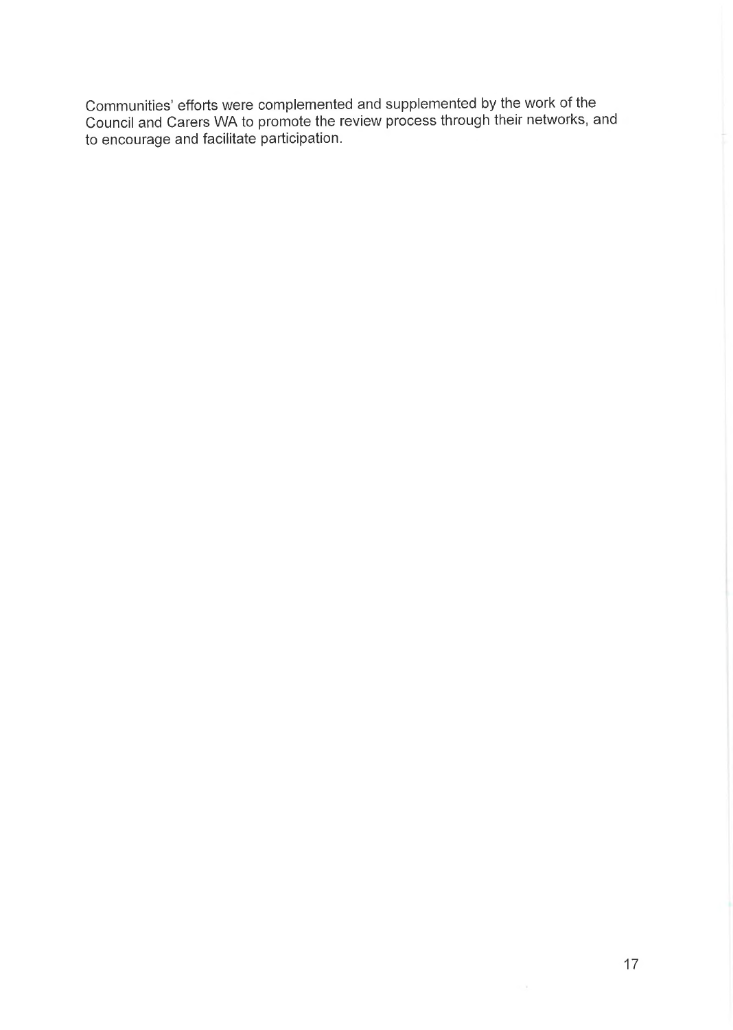Communities' efforts were complemented and supplemented by the work of the Council and Carers WA to promote the review process through their networks, and to encourage and facilitate participation.